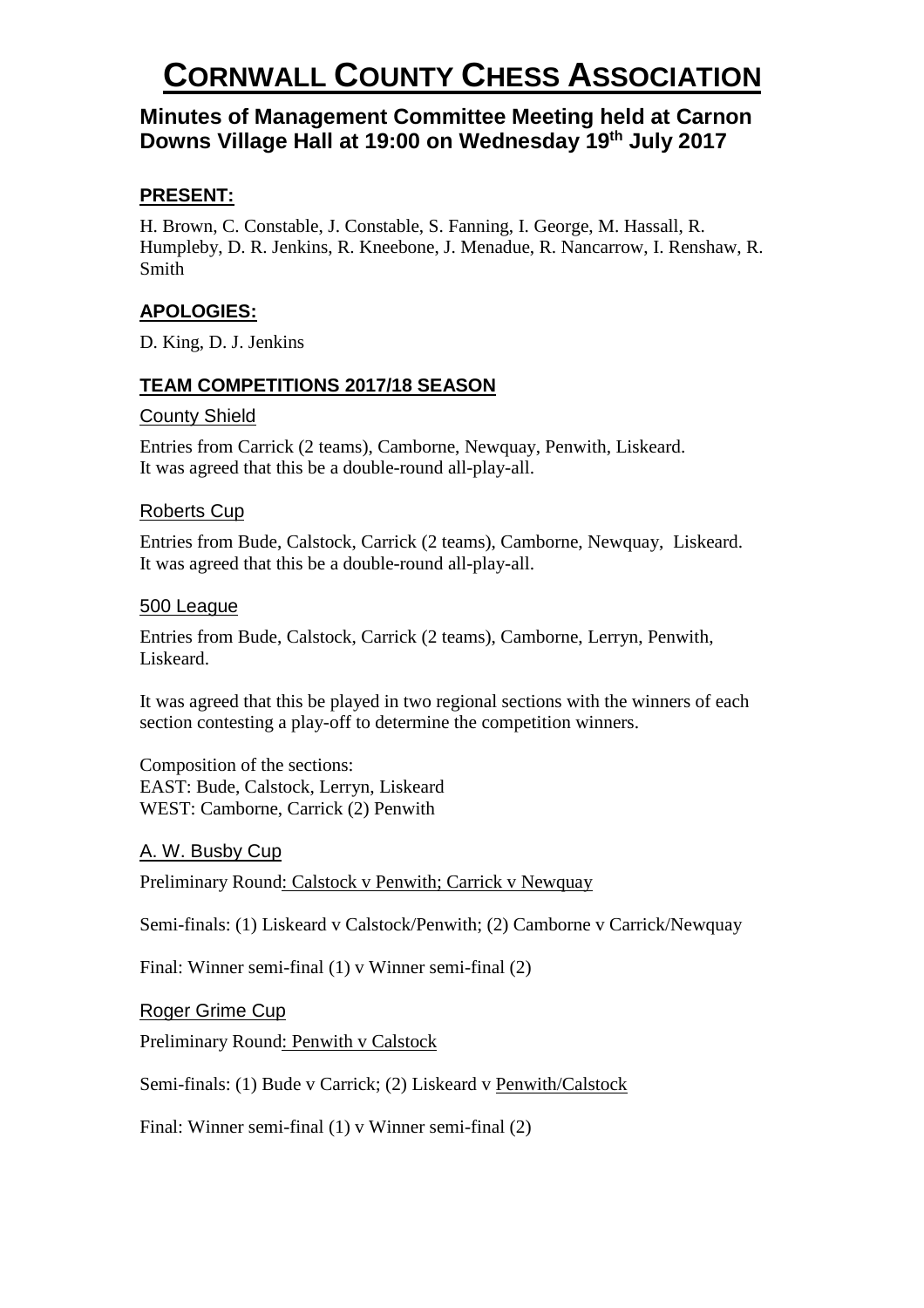# CORNWALL COUNTY CHESS ASSOCIATION

## Minutes of Management Committee Meeting held at Carnon Downs Village Hall at 19:00 on Wednesday 19th July 2017

### PRESENT:

H. Brown, C. Constable, J. Constable, S. Fanning, I. George, M. Hassall, R. Humpleby, D. R. Jenkins, R. Kneebone, J. Menadue, R. Nancarrow, I. Renshaw, R. Smith

### APOLOGIES:

D. King, D. J. Jenkins

### TEAM COMPETITIONS 2017/18 SEASON

#### County Shield

Entries from Carrick (2 teams), Camborne, Newquay, Penwith, Liskeard.
It was agreed that this be a double-round all-play-all.

#### Roberts Cup

Entries from Bude, Calstock, Carrick (2 teams), Camborne, Newquay, Liskeard.
It was agreed that this be a double-round all-play-all.

#### 500 League

Entries from Bude, Calstock, Carrick (2 teams), Camborne, Lerryn, Penwith, Liskeard.

It was agreed that this be played in two regional sections with the winners of each section contesting a play-off to determine the competition winners.

Composition of the sections:
EAST: Bude, Calstock, Lerryn, Liskeard
WEST: Camborne, Carrick (2) Penwith

#### A. W. Busby Cup

Preliminary Round: Calstock v Penwith; Carrick v Newquay

Semi-finals: (1) Liskeard v Calstock/Penwith; (2) Camborne v Carrick/Newquay

Final: Winner semi-final (1) v Winner semi-final (2)

#### Roger Grime Cup

Preliminary Round: Penwith v Calstock

Semi-finals: (1) Bude v Carrick; (2) Liskeard v Penwith/Calstock

Final: Winner semi-final (1) v Winner semi-final (2)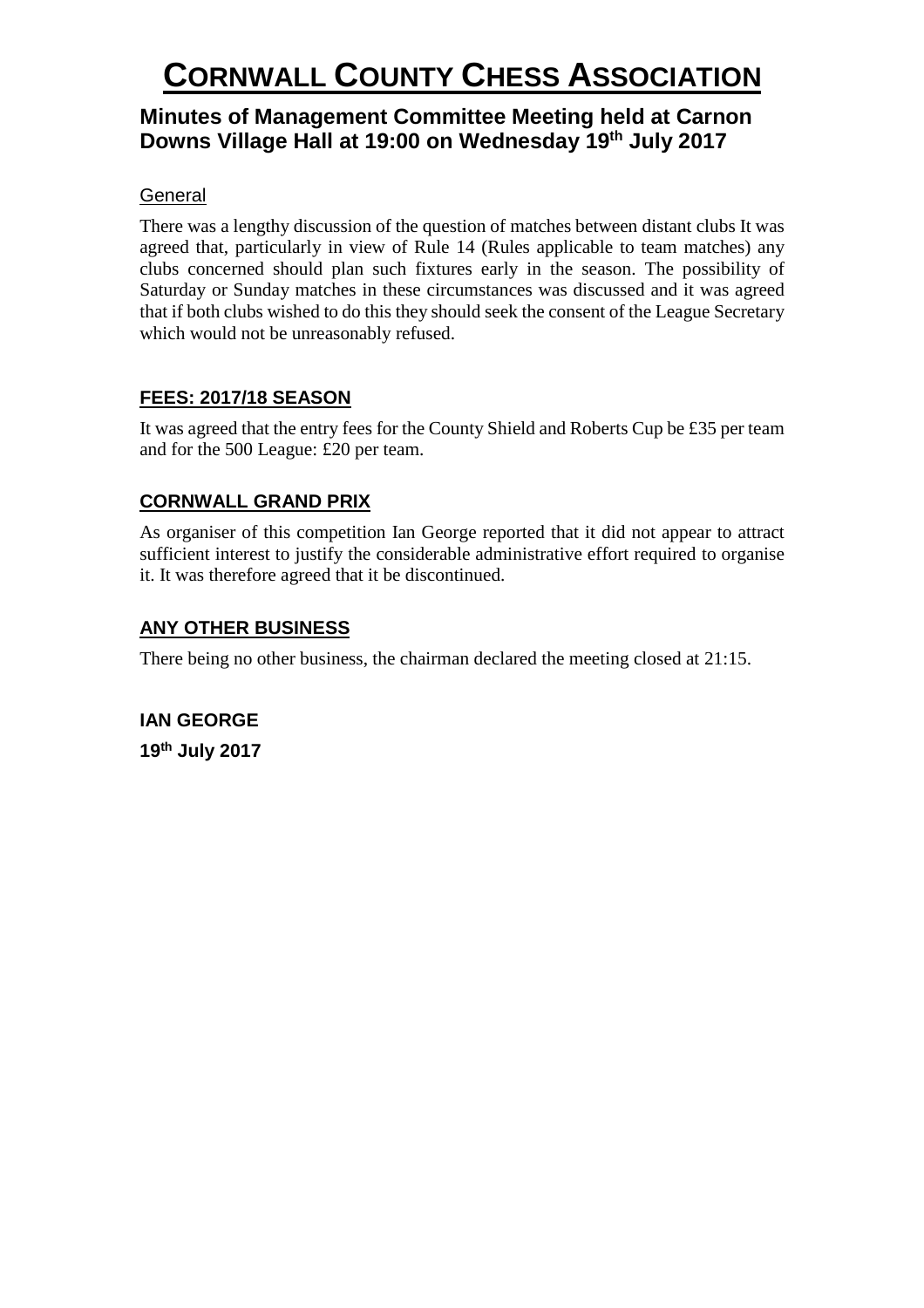# CORNWALL COUNTY CHESS ASSOCIATION

## Minutes of Management Committee Meeting held at Carnon Downs Village Hall at 19:00 on Wednesday 19th July 2017

### General

There was a lengthy discussion of the question of matches between distant clubs It was agreed that, particularly in view of Rule 14 (Rules applicable to team matches) any clubs concerned should plan such fixtures early in the season. The possibility of Saturday or Sunday matches in these circumstances was discussed and it was agreed that if both clubs wished to do this they should seek the consent of the League Secretary which would not be unreasonably refused.

### FEES: 2017/18 SEASON

It was agreed that the entry fees for the County Shield and Roberts Cup be £35 per team and for the 500 League: £20 per team.

### CORNWALL GRAND PRIX

As organiser of this competition Ian George reported that it did not appear to attract sufficient interest to justify the considerable administrative effort required to organise it. It was therefore agreed that it be discontinued.

### ANY OTHER BUSINESS

There being no other business, the chairman declared the meeting closed at 21:15.

**IAN GEORGE**

**19th July 2017**